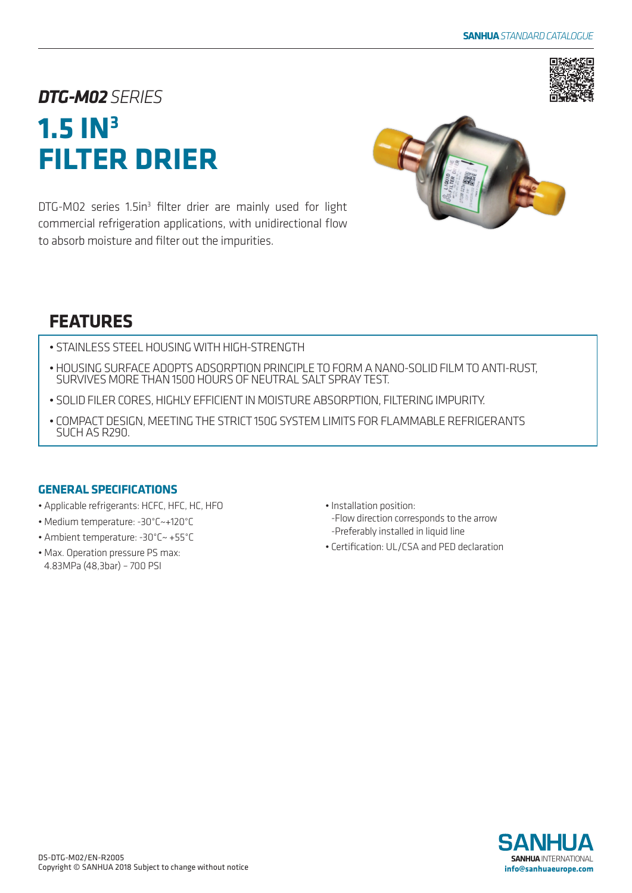*DTG-M02 SERIES*

# 1.5 IN³ FILTER DRIER

DTG-M02 series 1.5in³ filter drier are mainly used for light commercial refrigeration applications, with unidirectional flow to absorb moisture and filter out the impurities.

## FEATURES

- STAINLESS STEEL HOUSING WITH HIGH-STRENGTH
- HOUSING SURFACE ADOPTS ADSORPTION PRINCIPLE TO FORM A NANO-SOLID FILM TO ANTI-RUST, SURVIVES MORE THAN 1500 HOURS OF NEUTRAL SALT SPRAY TEST.
- SOLID FILER CORES, HIGHLY EFFICIENT IN MOISTURE ABSORPTION, FILTERING IMPURITY.
- COMPACT DESIGN, MEETING THE STRICT 150G SYSTEM LIMITS FOR FLAMMABLE REFRIGERANTS SUCH AS R290.

### GENERAL SPECIFICATIONS

- Applicable refrigerants: HCFC, HFC, HC, HFO
- Medium temperature: -30°C~+120°C
- Ambient temperature: -30°C~ +55°C
- Max. Operation pressure PS max: 4.83MPa (48,3bar) – 700 PSI
- Installation position:
  - -Flow direction corresponds to the arrow
  - -Preferably installed in liquid line
- Certification: UL/CSA and PED declaration

DS-DTG-M02/EN-R2005
Copyright © SANHUA 2018 Subject to change without notice

SANHUA INTERNATIONAL
info@sanhuaeurope.com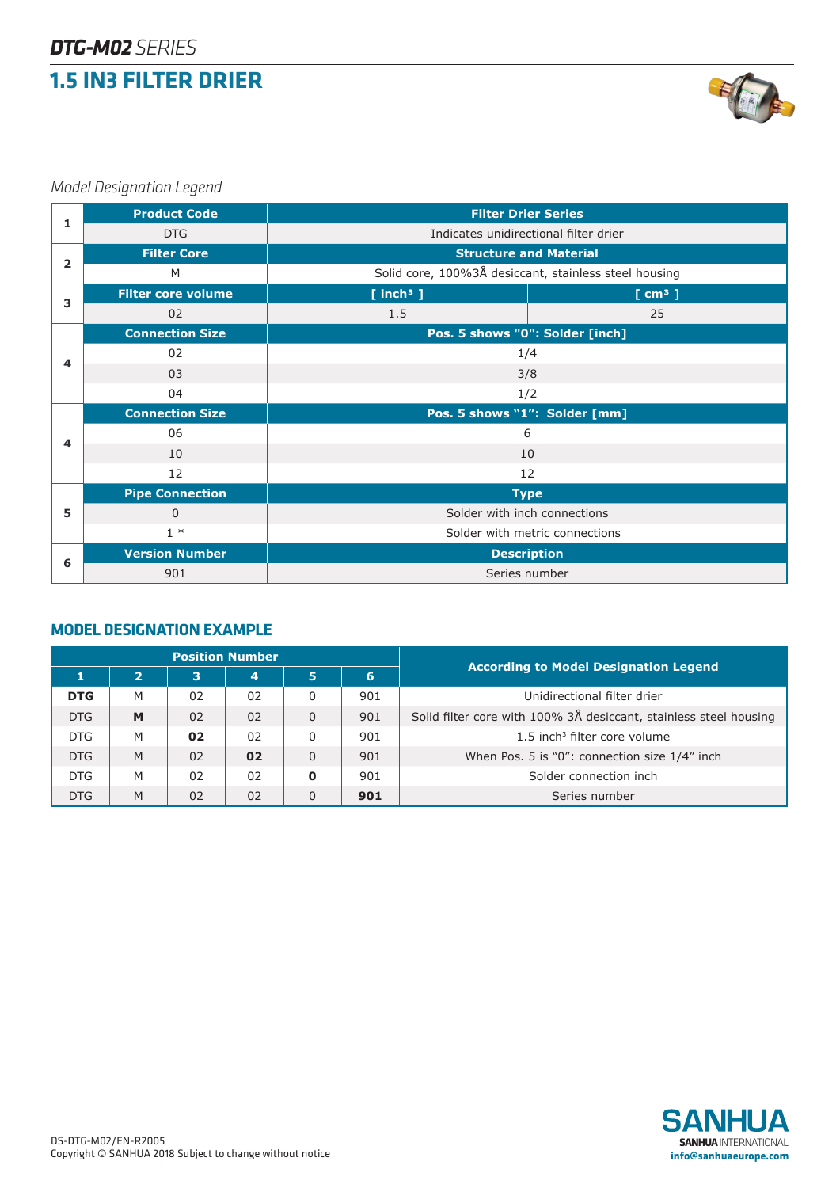## *DTG-M02 SERIES*

# 1.5 IN3 FILTER DRIER

*Model Designation Legend*

| | | | |
|---|---|---|---|
| 1 | **Product Code** | **Filter Drier Series** | |
| | DTG | Indicates unidirectional filter drier | |
| 2 | **Filter Core** | **Structure and Material** | |
| | M | Solid core, 100%3Å desiccant, stainless steel housing | |
| 3 | **Filter core volume** | **[ inch³ ]** | **[ cm³ ]** |
| | 02 | 1.5 | 25 |
| 4 | **Connection Size** | **Pos. 5 shows "0": Solder [inch]** | |
| | 02 | 1/4 | |
| | 03 | 3/8 | |
| | 04 | 1/2 | |
| 4 | **Connection Size** | **Pos. 5 shows "1": Solder [mm]** | |
| | 06 | 6 | |
| | 10 | 10 | |
| | 12 | 12 | |
| 5 | **Pipe Connection** | **Type** | |
| | 0 | Solder with inch connections | |
| | 1 * | Solder with metric connections | |
| 6 | **Version Number** | **Description** | |
| | 901 | Series number | |

## MODEL DESIGNATION EXAMPLE

| Position Number | | | | | | According to Model Designation Legend |
|---|---|---|---|---|---|---|
| **1** | **2** | **3** | **4** | **5** | **6** | |
| **DTG** | M | 02 | 02 | 0 | 901 | Unidirectional filter drier |
| DTG | **M** | 02 | 02 | 0 | 901 | Solid filter core with 100% 3Å desiccant, stainless steel housing |
| DTG | M | **02** | 02 | 0 | 901 | 1.5 inch³ filter core volume |
| DTG | M | 02 | **02** | 0 | 901 | When Pos. 5 is "0": connection size 1/4" inch |
| DTG | M | 02 | 02 | **0** | 901 | Solder connection inch |
| DTG | M | 02 | 02 | 0 | **901** | Series number |

DS-DTG-M02/EN-R2005
Copyright © SANHUA 2018 Subject to change without notice

SANHUA
SANHUA INTERNATIONAL
info@sanhuaeurope.com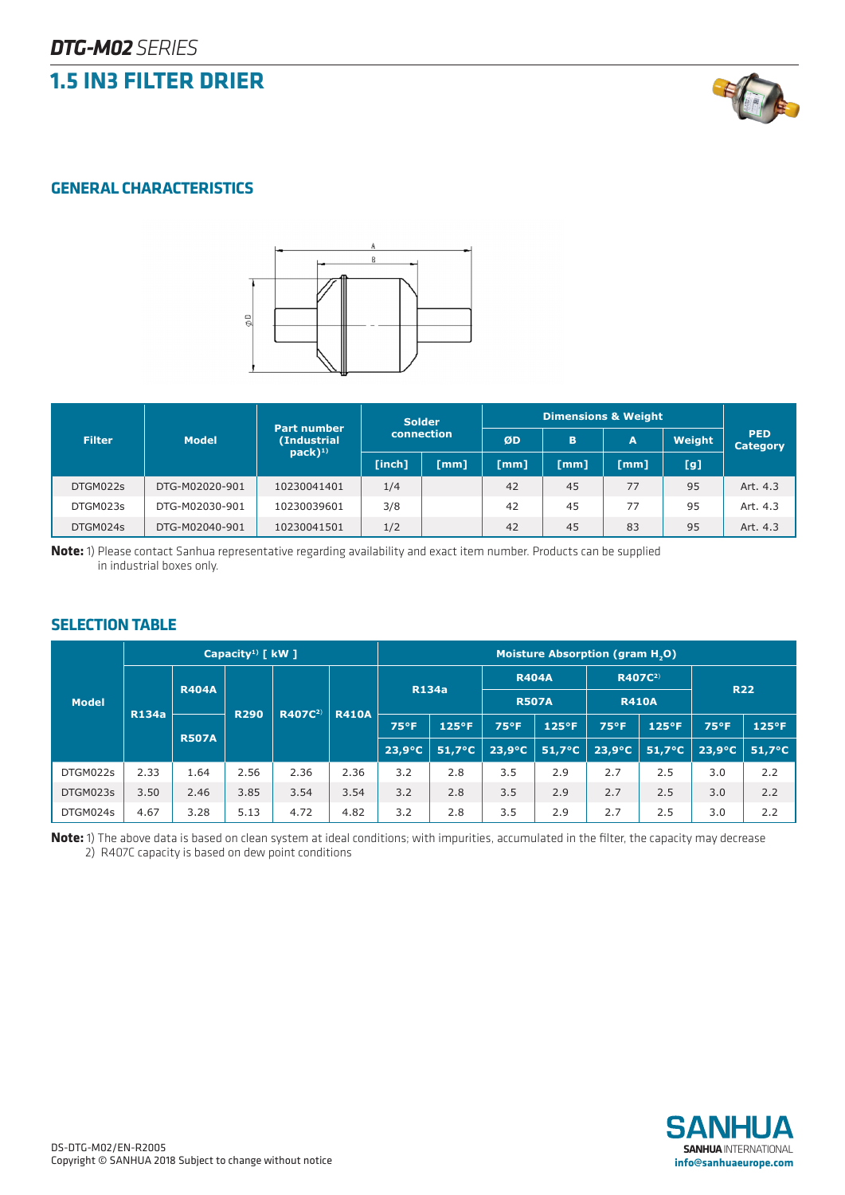***DTG-M02*** *SERIES*

# 1.5 IN3 FILTER DRIER

## GENERAL CHARACTERISTICS

| Filter | Model | Part number (Industrial pack)[1] | Solder connection | | Dimensions & Weight | | | | PED Category |
|---|---|---|---|---|---|---|---|---|---|
| | | | | | ØD | B | A | Weight | |
| | | | [inch] | [mm] | [mm] | [mm] | [mm] | [g] | |
| DTGM022s | DTG-M02020-901 | 10230041401 | 1/4 | | 42 | 45 | 77 | 95 | Art. 4.3 |
| DTGM023s | DTG-M02030-901 | 10230039601 | 3/8 | | 42 | 45 | 77 | 95 | Art. 4.3 |
| DTGM024s | DTG-M02040-901 | 10230041501 | 1/2 | | 42 | 45 | 83 | 95 | Art. 4.3 |

**Note:** 1) Please contact Sanhua representative regarding availability and exact item number. Products can be supplied in industrial boxes only.

## SELECTION TABLE

| Model | Capacity[1] [ kW ] | | | | | Moisture Absorption (gram $H_2O$) | | | | | | | |
|---|---|---|---|---|---|---|---|---|---|---|---|---|---|
| | R134a | R404A / R507A | R290 | R407C[2] | R410A | R134a | | R404A / R507A | | R407C[2] / R410A | | R22 | |
| | | | | | | 75°F / 23,9°C | 125°F / 51,7°C | 75°F / 23,9°C | 125°F / 51,7°C | 75°F / 23,9°C | 125°F / 51,7°C | 75°F / 23,9°C | 125°F / 51,7°C |
| DTGM022s | 2.33 | 1.64 | 2.56 | 2.36 | 2.36 | 3.2 | 2.8 | 3.5 | 2.9 | 2.7 | 2.5 | 3.0 | 2.2 |
| DTGM023s | 3.50 | 2.46 | 3.85 | 3.54 | 3.54 | 3.2 | 2.8 | 3.5 | 2.9 | 2.7 | 2.5 | 3.0 | 2.2 |
| DTGM024s | 4.67 | 3.28 | 5.13 | 4.72 | 4.82 | 3.2 | 2.8 | 3.5 | 2.9 | 2.7 | 2.5 | 3.0 | 2.2 |

**Note:** 1) The above data is based on clean system at ideal conditions; with impurities, accumulated in the filter, the capacity may decrease
2) R407C capacity is based on dew point conditions

DS-DTG-M02/EN-R2005
Copyright © SANHUA 2018 Subject to change without notice

SANHUA
SANHUA INTERNATIONAL
info@sanhuaeurope.com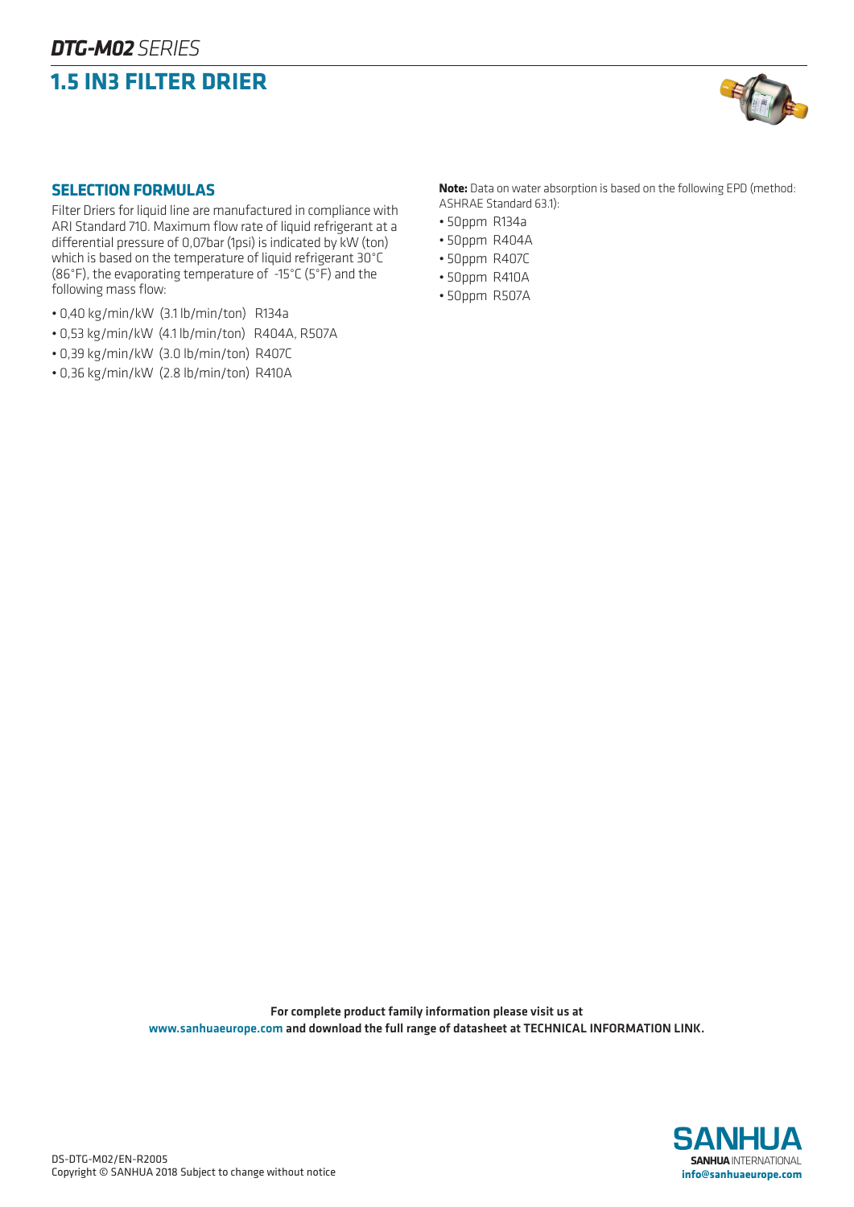# *DTG-M02 SERIES*

## 1.5 IN3 FILTER DRIER

### SELECTION FORMULAS

Filter Driers for liquid line are manufactured in compliance with ARI Standard 710. Maximum flow rate of liquid refrigerant at a differential pressure of 0,07bar (1psi) is indicated by kW (ton) which is based on the temperature of liquid refrigerant 30°C (86°F), the evaporating temperature of -15°C (5°F) and the following mass flow:

- 0,40 kg/min/kW (3.1 lb/min/ton) R134a
- 0,53 kg/min/kW (4.1 lb/min/ton) R404A, R507A
- 0,39 kg/min/kW (3.0 lb/min/ton) R407C
- 0,36 kg/min/kW (2.8 lb/min/ton) R410A

**Note:** Data on water absorption is based on the following EPD (method: ASHRAE Standard 63.1):

- 50ppm R134a
- 50ppm R404A
- 50ppm R407C
- 50ppm R410A
- 50ppm R507A

**For complete product family information please visit us at www.sanhuaeurope.com and download the full range of datasheet at TECHNICAL INFORMATION LINK.**

DS-DTG-M02/EN-R2005
Copyright © SANHUA 2018 Subject to change without notice

SANHUA
**SANHUA** INTERNATIONAL
**info@sanhuaeurope.com**